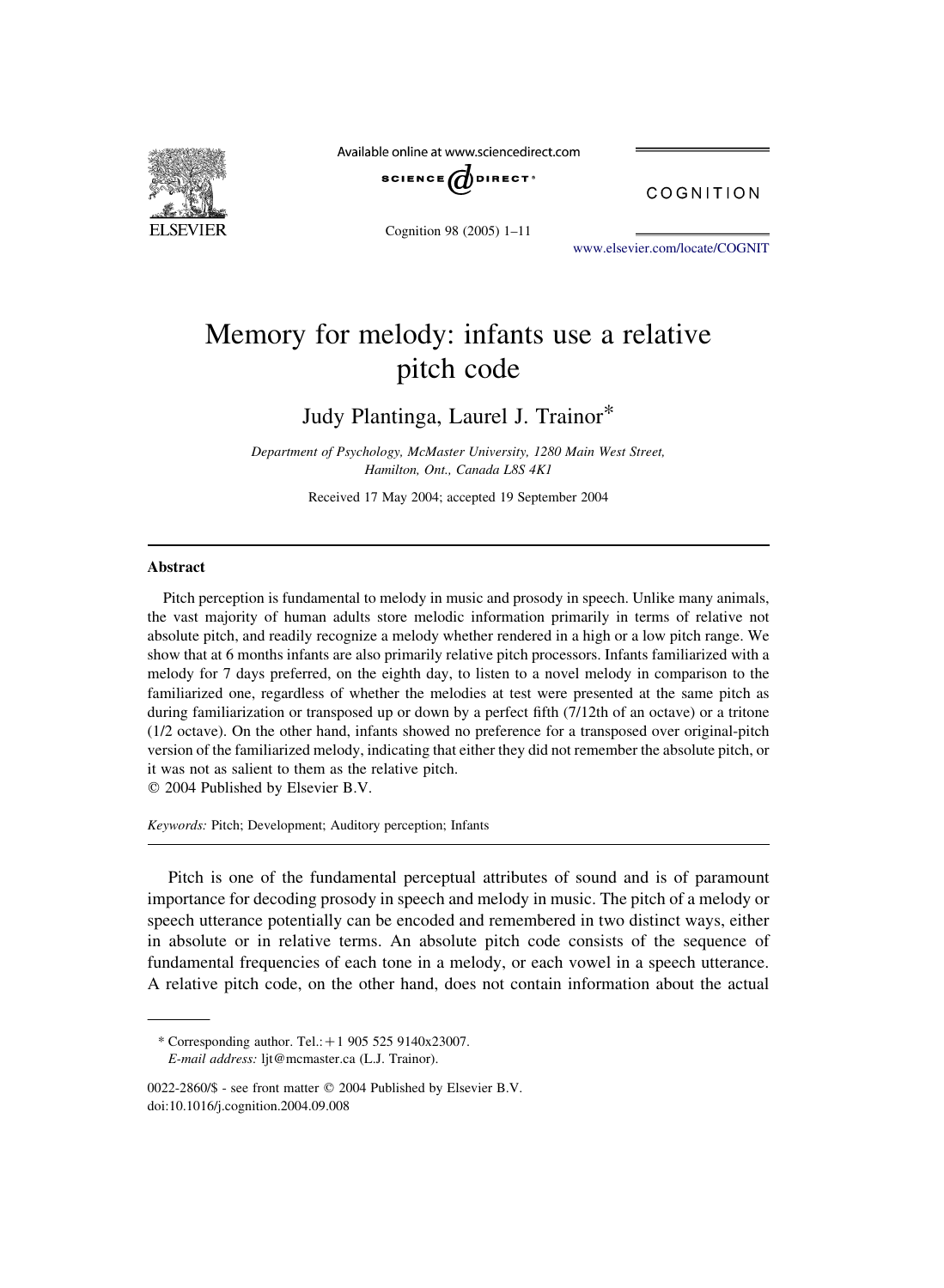# Memory for melody: infants use a relative pitch code

Judy Plantinga, Laurel J. Trainor*

*Department of Psychology, McMaster University, 1280 Main West Street, Hamilton, Ont., Canada L8S 4K1*

Received 17 May 2004; accepted 19 September 2004

## Abstract

Pitch perception is fundamental to melody in music and prosody in speech. Unlike many animals, the vast majority of human adults store melodic information primarily in terms of relative not absolute pitch, and readily recognize a melody whether rendered in a high or a low pitch range. We show that at 6 months infants are also primarily relative pitch processors. Infants familiarized with a melody for 7 days preferred, on the eighth day, to listen to a novel melody in comparison to the familiarized one, regardless of whether the melodies at test were presented at the same pitch as during familiarization or transposed up or down by a perfect fifth (7/12th of an octave) or a tritone (1/2 octave). On the other hand, infants showed no preference for a transposed over original-pitch version of the familiarized melody, indicating that either they did not remember the absolute pitch, or it was not as salient to them as the relative pitch.

© 2004 Published by Elsevier B.V.

*Keywords:* Pitch; Development; Auditory perception; Infants

Pitch is one of the fundamental perceptual attributes of sound and is of paramount importance for decoding prosody in speech and melody in music. The pitch of a melody or speech utterance potentially can be encoded and remembered in two distinct ways, either in absolute or in relative terms. An absolute pitch code consists of the sequence of fundamental frequencies of each tone in a melody, or each vowel in a speech utterance. A relative pitch code, on the other hand, does not contain information about the actual

---

* Corresponding author. Tel.: +1 905 525 9140x23007.
*E-mail address:* ljt@mcmaster.ca (L.J. Trainor).

0022-2860/$ - see front matter © 2004 Published by Elsevier B.V.
doi:10.1016/j.cognition.2004.09.008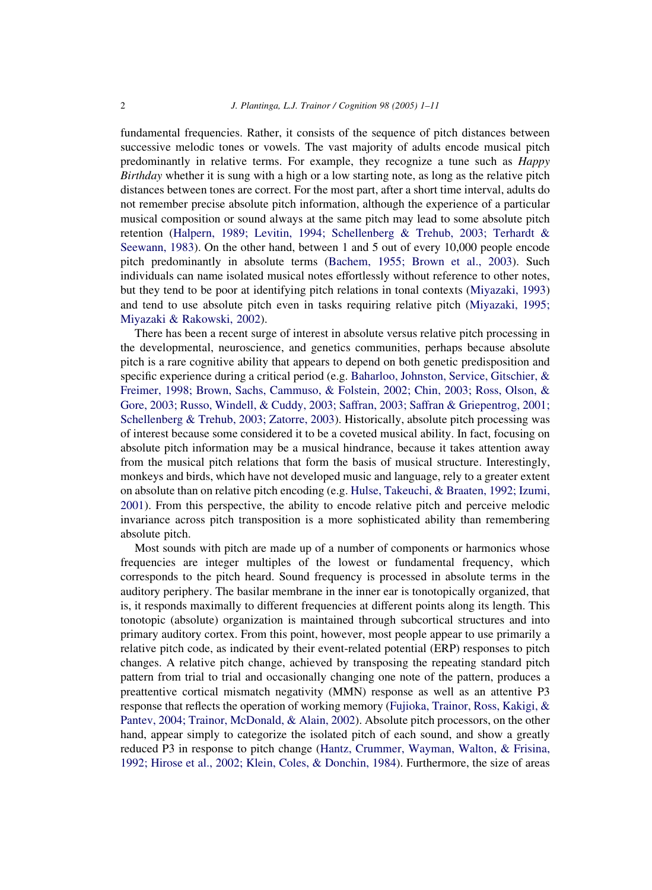fundamental frequencies. Rather, it consists of the sequence of pitch distances between successive melodic tones or vowels. The vast majority of adults encode musical pitch predominantly in relative terms. For example, they recognize a tune such as *Happy Birthday* whether it is sung with a high or a low starting note, as long as the relative pitch distances between tones are correct. For the most part, after a short time interval, adults do not remember precise absolute pitch information, although the experience of a particular musical composition or sound always at the same pitch may lead to some absolute pitch retention (Halpern, 1989; Levitin, 1994; Schellenberg & Trehub, 2003; Terhardt & Seewann, 1983). On the other hand, between 1 and 5 out of every 10,000 people encode pitch predominantly in absolute terms (Bachem, 1955; Brown et al., 2003). Such individuals can name isolated musical notes effortlessly without reference to other notes, but they tend to be poor at identifying pitch relations in tonal contexts (Miyazaki, 1993) and tend to use absolute pitch even in tasks requiring relative pitch (Miyazaki, 1995; Miyazaki & Rakowski, 2002).

There has been a recent surge of interest in absolute versus relative pitch processing in the developmental, neuroscience, and genetics communities, perhaps because absolute pitch is a rare cognitive ability that appears to depend on both genetic predisposition and specific experience during a critical period (e.g. Baharloo, Johnston, Service, Gitschier, & Freimer, 1998; Brown, Sachs, Cammuso, & Folstein, 2002; Chin, 2003; Ross, Olson, & Gore, 2003; Russo, Windell, & Cuddy, 2003; Saffran, 2003; Saffran & Griepentrog, 2001; Schellenberg & Trehub, 2003; Zatorre, 2003). Historically, absolute pitch processing was of interest because some considered it to be a coveted musical ability. In fact, focusing on absolute pitch information may be a musical hindrance, because it takes attention away from the musical pitch relations that form the basis of musical structure. Interestingly, monkeys and birds, which have not developed music and language, rely to a greater extent on absolute than on relative pitch encoding (e.g. Hulse, Takeuchi, & Braaten, 1992; Izumi, 2001). From this perspective, the ability to encode relative pitch and perceive melodic invariance across pitch transposition is a more sophisticated ability than remembering absolute pitch.

Most sounds with pitch are made up of a number of components or harmonics whose frequencies are integer multiples of the lowest or fundamental frequency, which corresponds to the pitch heard. Sound frequency is processed in absolute terms in the auditory periphery. The basilar membrane in the inner ear is tonotopically organized, that is, it responds maximally to different frequencies at different points along its length. This tonotopic (absolute) organization is maintained through subcortical structures and into primary auditory cortex. From this point, however, most people appear to use primarily a relative pitch code, as indicated by their event-related potential (ERP) responses to pitch changes. A relative pitch change, achieved by transposing the repeating standard pitch pattern from trial to trial and occasionally changing one note of the pattern, produces a preattentive cortical mismatch negativity (MMN) response as well as an attentive P3 response that reflects the operation of working memory (Fujioka, Trainor, Ross, Kakigi, & Pantev, 2004; Trainor, McDonald, & Alain, 2002). Absolute pitch processors, on the other hand, appear simply to categorize the isolated pitch of each sound, and show a greatly reduced P3 in response to pitch change (Hantz, Crummer, Wayman, Walton, & Frisina, 1992; Hirose et al., 2002; Klein, Coles, & Donchin, 1984). Furthermore, the size of areas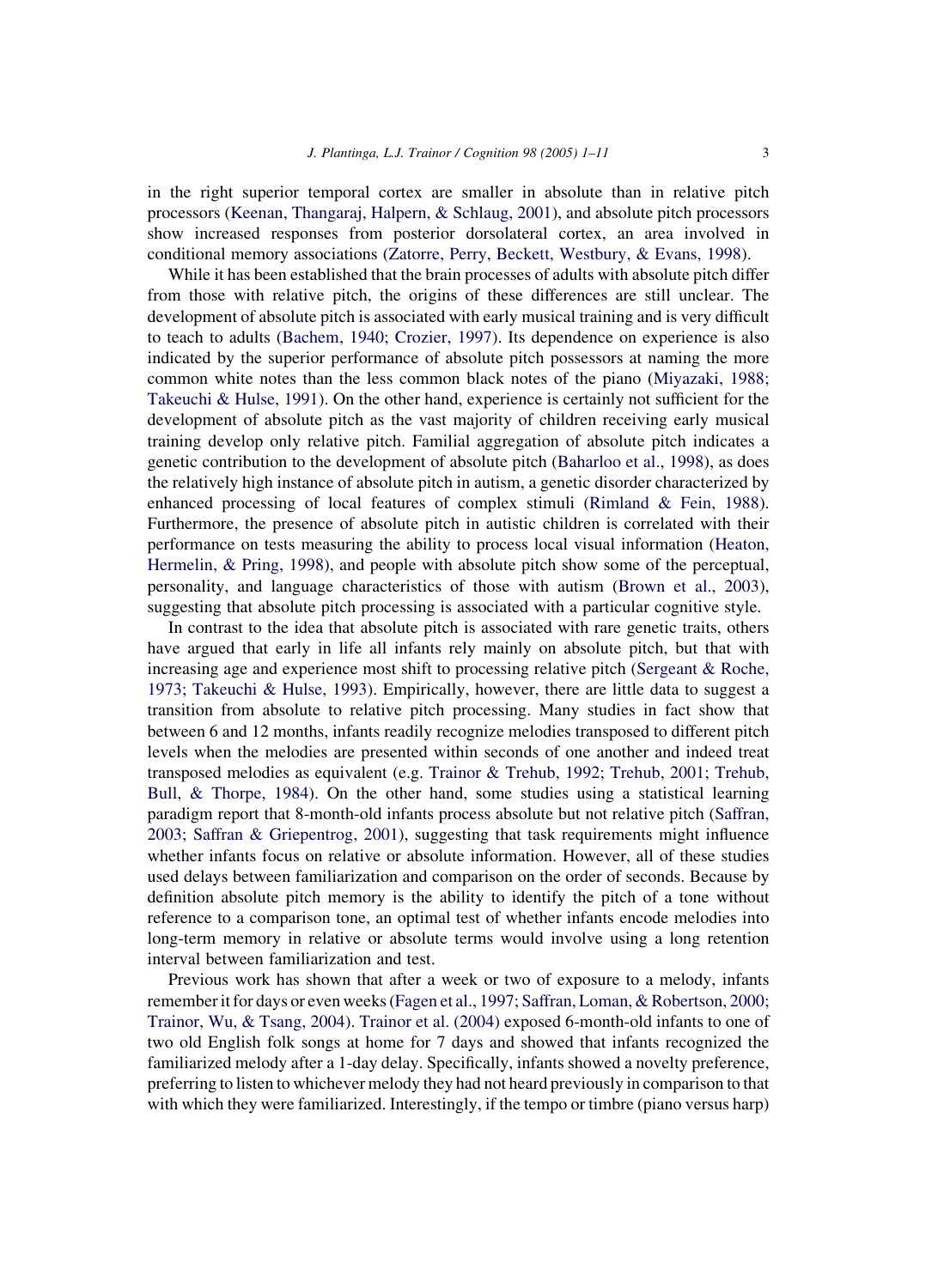in the right superior temporal cortex are smaller in absolute than in relative pitch processors (Keenan, Thangaraj, Halpern, & Schlaug, 2001), and absolute pitch processors show increased responses from posterior dorsolateral cortex, an area involved in conditional memory associations (Zatorre, Perry, Beckett, Westbury, & Evans, 1998).

While it has been established that the brain processes of adults with absolute pitch differ from those with relative pitch, the origins of these differences are still unclear. The development of absolute pitch is associated with early musical training and is very difficult to teach to adults (Bachem, 1940; Crozier, 1997). Its dependence on experience is also indicated by the superior performance of absolute pitch possessors at naming the more common white notes than the less common black notes of the piano (Miyazaki, 1988; Takeuchi & Hulse, 1991). On the other hand, experience is certainly not sufficient for the development of absolute pitch as the vast majority of children receiving early musical training develop only relative pitch. Familial aggregation of absolute pitch indicates a genetic contribution to the development of absolute pitch (Baharloo et al., 1998), as does the relatively high instance of absolute pitch in autism, a genetic disorder characterized by enhanced processing of local features of complex stimuli (Rimland & Fein, 1988). Furthermore, the presence of absolute pitch in autistic children is correlated with their performance on tests measuring the ability to process local visual information (Heaton, Hermelin, & Pring, 1998), and people with absolute pitch show some of the perceptual, personality, and language characteristics of those with autism (Brown et al., 2003), suggesting that absolute pitch processing is associated with a particular cognitive style.

In contrast to the idea that absolute pitch is associated with rare genetic traits, others have argued that early in life all infants rely mainly on absolute pitch, but that with increasing age and experience most shift to processing relative pitch (Sergeant & Roche, 1973; Takeuchi & Hulse, 1993). Empirically, however, there are little data to suggest a transition from absolute to relative pitch processing. Many studies in fact show that between 6 and 12 months, infants readily recognize melodies transposed to different pitch levels when the melodies are presented within seconds of one another and indeed treat transposed melodies as equivalent (e.g. Trainor & Trehub, 1992; Trehub, 2001; Trehub, Bull, & Thorpe, 1984). On the other hand, some studies using a statistical learning paradigm report that 8-month-old infants process absolute but not relative pitch (Saffran, 2003; Saffran & Griepentrog, 2001), suggesting that task requirements might influence whether infants focus on relative or absolute information. However, all of these studies used delays between familiarization and comparison on the order of seconds. Because by definition absolute pitch memory is the ability to identify the pitch of a tone without reference to a comparison tone, an optimal test of whether infants encode melodies into long-term memory in relative or absolute terms would involve using a long retention interval between familiarization and test.

Previous work has shown that after a week or two of exposure to a melody, infants remember it for days or even weeks (Fagen et al., 1997; Saffran, Loman, & Robertson, 2000; Trainor, Wu, & Tsang, 2004). Trainor et al. (2004) exposed 6-month-old infants to one of two old English folk songs at home for 7 days and showed that infants recognized the familiarized melody after a 1-day delay. Specifically, infants showed a novelty preference, preferring to listen to whichever melody they had not heard previously in comparison to that with which they were familiarized. Interestingly, if the tempo or timbre (piano versus harp)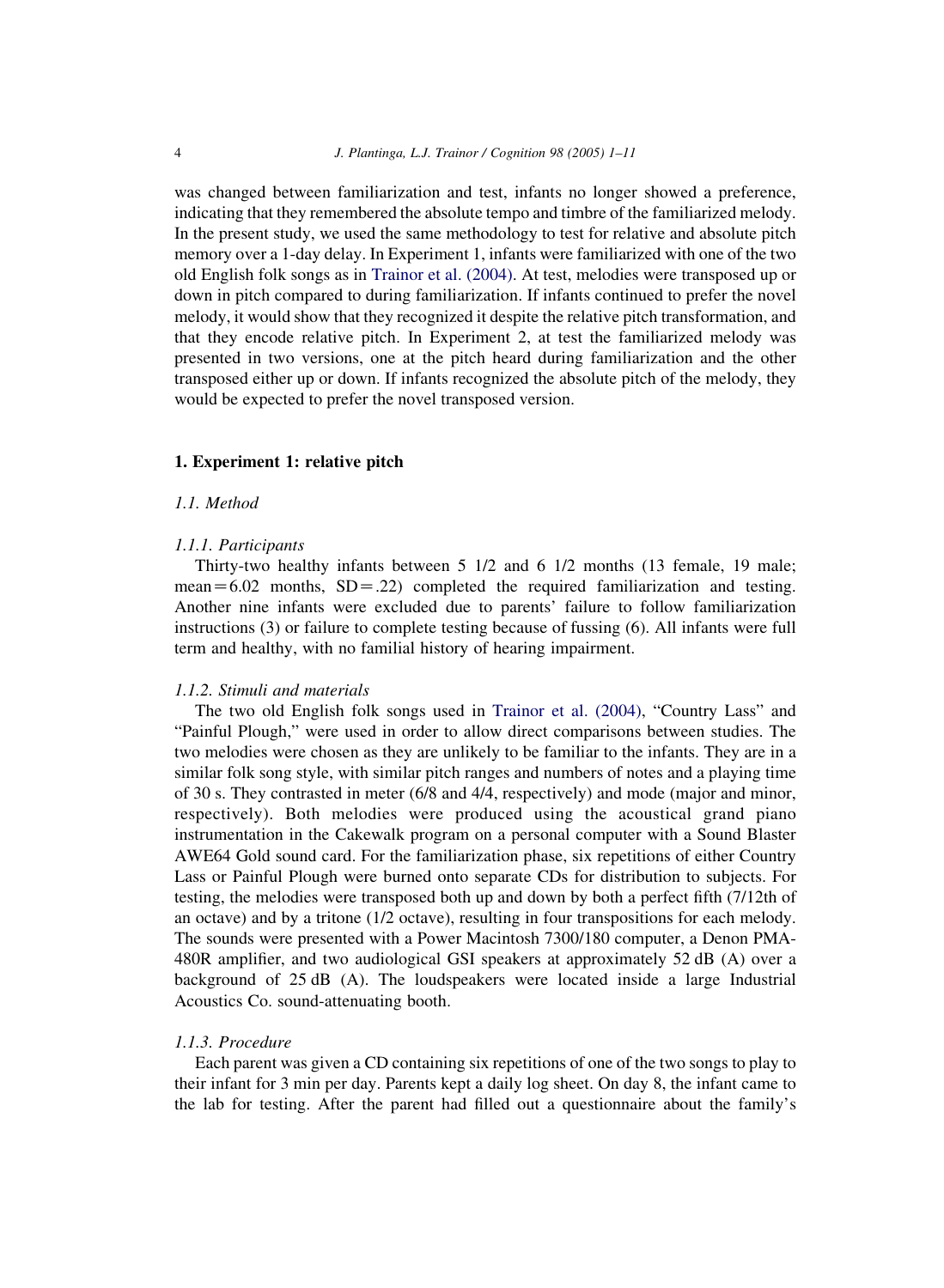was changed between familiarization and test, infants no longer showed a preference, indicating that they remembered the absolute tempo and timbre of the familiarized melody. In the present study, we used the same methodology to test for relative and absolute pitch memory over a 1-day delay. In Experiment 1, infants were familiarized with one of the two old English folk songs as in Trainor et al. (2004). At test, melodies were transposed up or down in pitch compared to during familiarization. If infants continued to prefer the novel melody, it would show that they recognized it despite the relative pitch transformation, and that they encode relative pitch. In Experiment 2, at test the familiarized melody was presented in two versions, one at the pitch heard during familiarization and the other transposed either up or down. If infants recognized the absolute pitch of the melody, they would be expected to prefer the novel transposed version.

## 1. Experiment 1: relative pitch

### 1.1. Method

#### 1.1.1. Participants

Thirty-two healthy infants between 5 1/2 and 6 1/2 months (13 female, 19 male; mean = 6.02 months, SD = .22) completed the required familiarization and testing. Another nine infants were excluded due to parents' failure to follow familiarization instructions (3) or failure to complete testing because of fussing (6). All infants were full term and healthy, with no familial history of hearing impairment.

#### 1.1.2. Stimuli and materials

The two old English folk songs used in Trainor et al. (2004), "Country Lass" and "Painful Plough," were used in order to allow direct comparisons between studies. The two melodies were chosen as they are unlikely to be familiar to the infants. They are in a similar folk song style, with similar pitch ranges and numbers of notes and a playing time of 30 s. They contrasted in meter (6/8 and 4/4, respectively) and mode (major and minor, respectively). Both melodies were produced using the acoustical grand piano instrumentation in the Cakewalk program on a personal computer with a Sound Blaster AWE64 Gold sound card. For the familiarization phase, six repetitions of either Country Lass or Painful Plough were burned onto separate CDs for distribution to subjects. For testing, the melodies were transposed both up and down by both a perfect fifth (7/12th of an octave) and by a tritone (1/2 octave), resulting in four transpositions for each melody. The sounds were presented with a Power Macintosh 7300/180 computer, a Denon PMA-480R amplifier, and two audiological GSI speakers at approximately 52 dB (A) over a background of 25 dB (A). The loudspeakers were located inside a large Industrial Acoustics Co. sound-attenuating booth.

#### 1.1.3. Procedure

Each parent was given a CD containing six repetitions of one of the two songs to play to their infant for 3 min per day. Parents kept a daily log sheet. On day 8, the infant came to the lab for testing. After the parent had filled out a questionnaire about the family's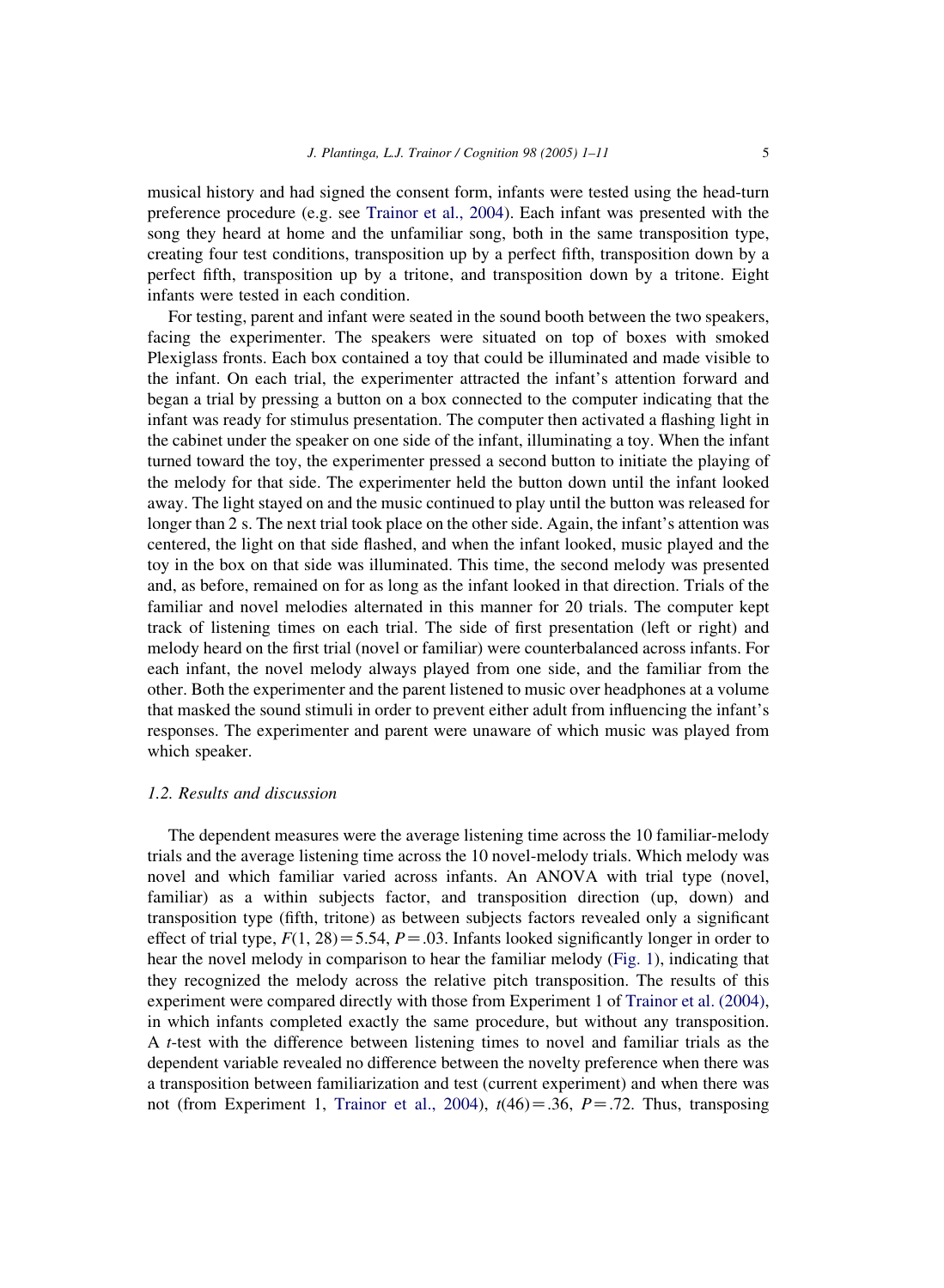musical history and had signed the consent form, infants were tested using the head-turn preference procedure (e.g. see Trainor et al., 2004). Each infant was presented with the song they heard at home and the unfamiliar song, both in the same transposition type, creating four test conditions, transposition up by a perfect fifth, transposition down by a perfect fifth, transposition up by a tritone, and transposition down by a tritone. Eight infants were tested in each condition.

For testing, parent and infant were seated in the sound booth between the two speakers, facing the experimenter. The speakers were situated on top of boxes with smoked Plexiglass fronts. Each box contained a toy that could be illuminated and made visible to the infant. On each trial, the experimenter attracted the infant's attention forward and began a trial by pressing a button on a box connected to the computer indicating that the infant was ready for stimulus presentation. The computer then activated a flashing light in the cabinet under the speaker on one side of the infant, illuminating a toy. When the infant turned toward the toy, the experimenter pressed a second button to initiate the playing of the melody for that side. The experimenter held the button down until the infant looked away. The light stayed on and the music continued to play until the button was released for longer than 2 s. The next trial took place on the other side. Again, the infant's attention was centered, the light on that side flashed, and when the infant looked, music played and the toy in the box on that side was illuminated. This time, the second melody was presented and, as before, remained on for as long as the infant looked in that direction. Trials of the familiar and novel melodies alternated in this manner for 20 trials. The computer kept track of listening times on each trial. The side of first presentation (left or right) and melody heard on the first trial (novel or familiar) were counterbalanced across infants. For each infant, the novel melody always played from one side, and the familiar from the other. Both the experimenter and the parent listened to music over headphones at a volume that masked the sound stimuli in order to prevent either adult from influencing the infant's responses. The experimenter and parent were unaware of which music was played from which speaker.

### *1.2. Results and discussion*

The dependent measures were the average listening time across the 10 familiar-melody trials and the average listening time across the 10 novel-melody trials. Which melody was novel and which familiar varied across infants. An ANOVA with trial type (novel, familiar) as a within subjects factor, and transposition direction (up, down) and transposition type (fifth, tritone) as between subjects factors revealed only a significant effect of trial type, $F(1, 28) = 5.54$, $P = .03$. Infants looked significantly longer in order to hear the novel melody in comparison to hear the familiar melody (Fig. 1), indicating that they recognized the melody across the relative pitch transposition. The results of this experiment were compared directly with those from Experiment 1 of Trainor et al. (2004), in which infants completed exactly the same procedure, but without any transposition. A *t*-test with the difference between listening times to novel and familiar trials as the dependent variable revealed no difference between the novelty preference when there was a transposition between familiarization and test (current experiment) and when there was not (from Experiment 1, Trainor et al., 2004), $t(46) = .36$, $P = .72$. Thus, transposing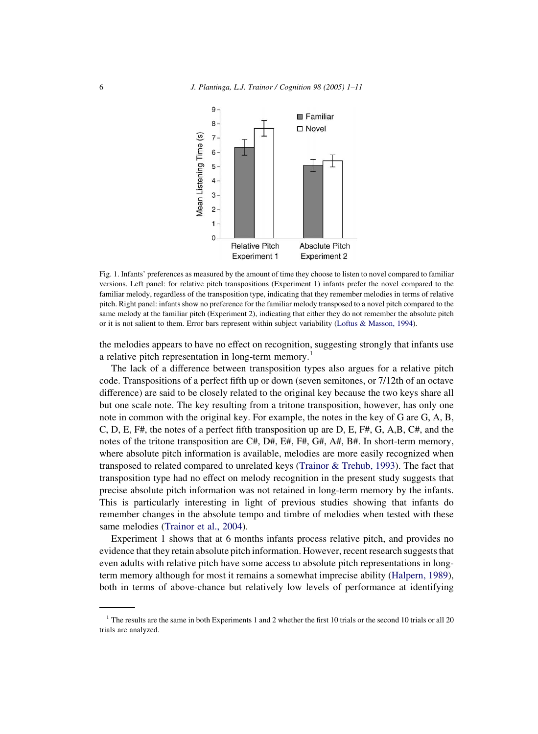Fig. 1. Infants' preferences as measured by the amount of time they choose to listen to novel compared to familiar versions. Left panel: for relative pitch transpositions (Experiment 1) infants prefer the novel compared to the familiar melody, regardless of the transposition type, indicating that they remember melodies in terms of relative pitch. Right panel: infants show no preference for the familiar melody transposed to a novel pitch compared to the same melody at the familiar pitch (Experiment 2), indicating that either they do not remember the absolute pitch or it is not salient to them. Error bars represent within subject variability (Loftus & Masson, 1994).

the melodies appears to have no effect on recognition, suggesting strongly that infants use a relative pitch representation in long-term memory.[1]

The lack of a difference between transposition types also argues for a relative pitch code. Transpositions of a perfect fifth up or down (seven semitones, or 7/12th of an octave difference) are said to be closely related to the original key because the two keys share all but one scale note. The key resulting from a tritone transposition, however, has only one note in common with the original key. For example, the notes in the key of G are G, A, B, C, D, E, F#, the notes of a perfect fifth transposition up are D, E, F#, G, A,B, C#, and the notes of the tritone transposition are C#, D#, E#, F#, G#, A#, B#. In short-term memory, where absolute pitch information is available, melodies are more easily recognized when transposed to related compared to unrelated keys (Trainor & Trehub, 1993). The fact that transposition type had no effect on melody recognition in the present study suggests that precise absolute pitch information was not retained in long-term memory by the infants. This is particularly interesting in light of previous studies showing that infants do remember changes in the absolute tempo and timbre of melodies when tested with these same melodies (Trainor et al., 2004).

Experiment 1 shows that at 6 months infants process relative pitch, and provides no evidence that they retain absolute pitch information. However, recent research suggests that even adults with relative pitch have some access to absolute pitch representations in long-term memory although for most it remains a somewhat imprecise ability (Halpern, 1989), both in terms of above-chance but relatively low levels of performance at identifying

[1] The results are the same in both Experiments 1 and 2 whether the first 10 trials or the second 10 trials or all 20 trials are analyzed.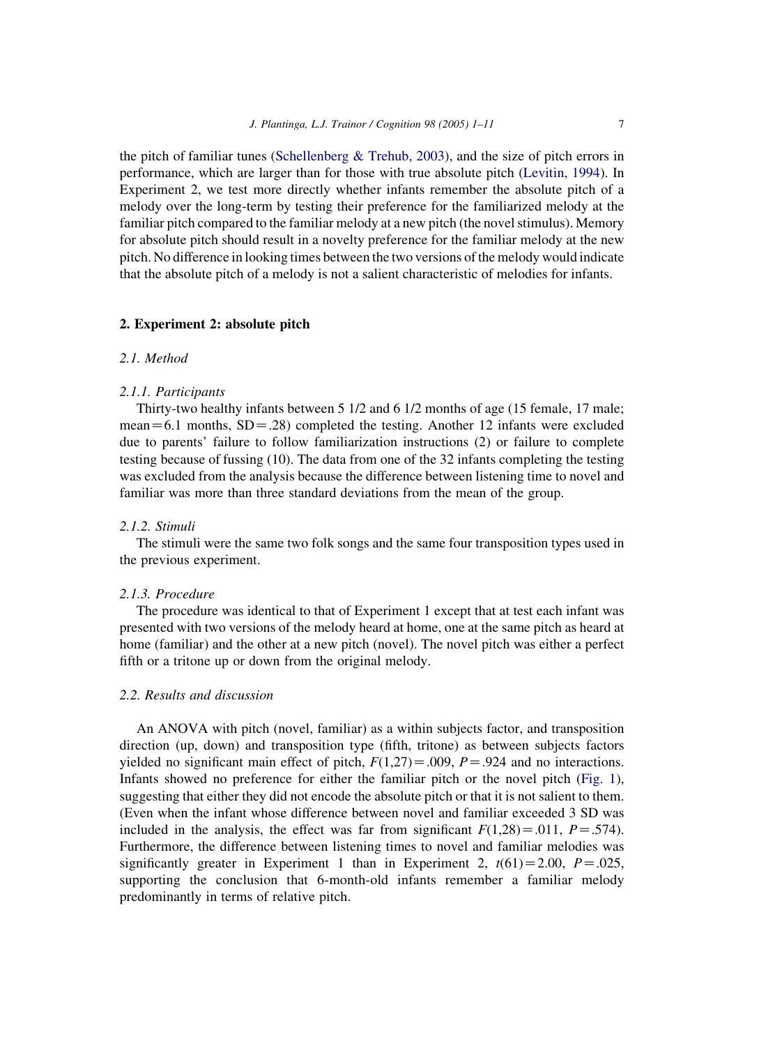the pitch of familiar tunes (Schellenberg & Trehub, 2003), and the size of pitch errors in performance, which are larger than for those with true absolute pitch (Levitin, 1994). In Experiment 2, we test more directly whether infants remember the absolute pitch of a melody over the long-term by testing their preference for the familiarized melody at the familiar pitch compared to the familiar melody at a new pitch (the novel stimulus). Memory for absolute pitch should result in a novelty preference for the familiar melody at the new pitch. No difference in looking times between the two versions of the melody would indicate that the absolute pitch of a melody is not a salient characteristic of melodies for infants.

## 2. Experiment 2: absolute pitch

### *2.1. Method*

#### *2.1.1. Participants*

Thirty-two healthy infants between 5 1/2 and 6 1/2 months of age (15 female, 17 male; mean = 6.1 months, SD = .28) completed the testing. Another 12 infants were excluded due to parents' failure to follow familiarization instructions (2) or failure to complete testing because of fussing (10). The data from one of the 32 infants completing the testing was excluded from the analysis because the difference between listening time to novel and familiar was more than three standard deviations from the mean of the group.

#### *2.1.2. Stimuli*

The stimuli were the same two folk songs and the same four transposition types used in the previous experiment.

#### *2.1.3. Procedure*

The procedure was identical to that of Experiment 1 except that at test each infant was presented with two versions of the melody heard at home, one at the same pitch as heard at home (familiar) and the other at a new pitch (novel). The novel pitch was either a perfect fifth or a tritone up or down from the original melody.

### *2.2. Results and discussion*

An ANOVA with pitch (novel, familiar) as a within subjects factor, and transposition direction (up, down) and transposition type (fifth, tritone) as between subjects factors yielded no significant main effect of pitch, $F(1,27) = .009$, $P = .924$ and no interactions. Infants showed no preference for either the familiar pitch or the novel pitch (Fig. 1), suggesting that either they did not encode the absolute pitch or that it is not salient to them. (Even when the infant whose difference between novel and familiar exceeded 3 SD was included in the analysis, the effect was far from significant $F(1,28) = .011$, $P = .574$). Furthermore, the difference between listening times to novel and familiar melodies was significantly greater in Experiment 1 than in Experiment 2, $t(61) = 2.00$, $P = .025$, supporting the conclusion that 6-month-old infants remember a familiar melody predominantly in terms of relative pitch.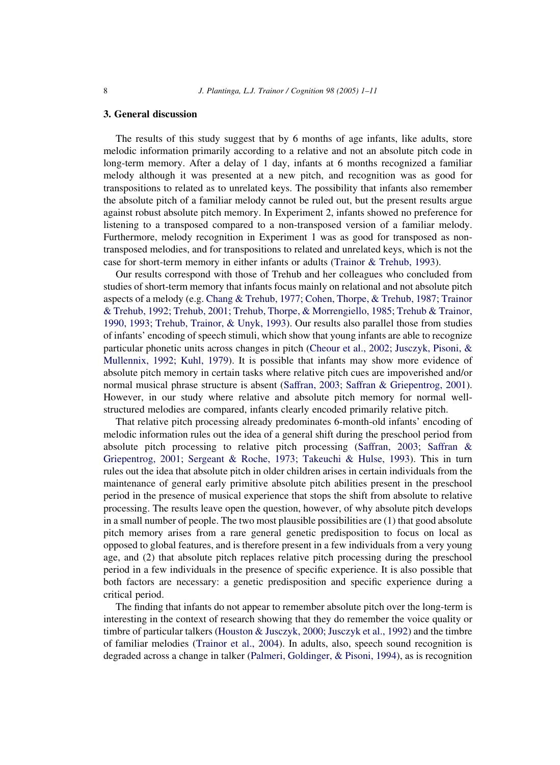## 3. General discussion

The results of this study suggest that by 6 months of age infants, like adults, store melodic information primarily according to a relative and not an absolute pitch code in long-term memory. After a delay of 1 day, infants at 6 months recognized a familiar melody although it was presented at a new pitch, and recognition was as good for transpositions to related as to unrelated keys. The possibility that infants also remember the absolute pitch of a familiar melody cannot be ruled out, but the present results argue against robust absolute pitch memory. In Experiment 2, infants showed no preference for listening to a transposed compared to a non-transposed version of a familiar melody. Furthermore, melody recognition in Experiment 1 was as good for transposed as non-transposed melodies, and for transpositions to related and unrelated keys, which is not the case for short-term memory in either infants or adults (Trainor & Trehub, 1993).

Our results correspond with those of Trehub and her colleagues who concluded from studies of short-term memory that infants focus mainly on relational and not absolute pitch aspects of a melody (e.g. Chang & Trehub, 1977; Cohen, Thorpe, & Trehub, 1987; Trainor & Trehub, 1992; Trehub, 2001; Trehub, Thorpe, & Morrengiello, 1985; Trehub & Trainor, 1990, 1993; Trehub, Trainor, & Unyk, 1993). Our results also parallel those from studies of infants' encoding of speech stimuli, which show that young infants are able to recognize particular phonetic units across changes in pitch (Cheour et al., 2002; Jusczyk, Pisoni, & Mullennix, 1992; Kuhl, 1979). It is possible that infants may show more evidence of absolute pitch memory in certain tasks where relative pitch cues are impoverished and/or normal musical phrase structure is absent (Saffran, 2003; Saffran & Griepentrog, 2001). However, in our study where relative and absolute pitch memory for normal well-structured melodies are compared, infants clearly encoded primarily relative pitch.

That relative pitch processing already predominates 6-month-old infants' encoding of melodic information rules out the idea of a general shift during the preschool period from absolute pitch processing to relative pitch processing (Saffran, 2003; Saffran & Griepentrog, 2001; Sergeant & Roche, 1973; Takeuchi & Hulse, 1993). This in turn rules out the idea that absolute pitch in older children arises in certain individuals from the maintenance of general early primitive absolute pitch abilities present in the preschool period in the presence of musical experience that stops the shift from absolute to relative processing. The results leave open the question, however, of why absolute pitch develops in a small number of people. The two most plausible possibilities are (1) that good absolute pitch memory arises from a rare general genetic predisposition to focus on local as opposed to global features, and is therefore present in a few individuals from a very young age, and (2) that absolute pitch replaces relative pitch processing during the preschool period in a few individuals in the presence of specific experience. It is also possible that both factors are necessary: a genetic predisposition and specific experience during a critical period.

The finding that infants do not appear to remember absolute pitch over the long-term is interesting in the context of research showing that they do remember the voice quality or timbre of particular talkers (Houston & Jusczyk, 2000; Jusczyk et al., 1992) and the timbre of familiar melodies (Trainor et al., 2004). In adults, also, speech sound recognition is degraded across a change in talker (Palmeri, Goldinger, & Pisoni, 1994), as is recognition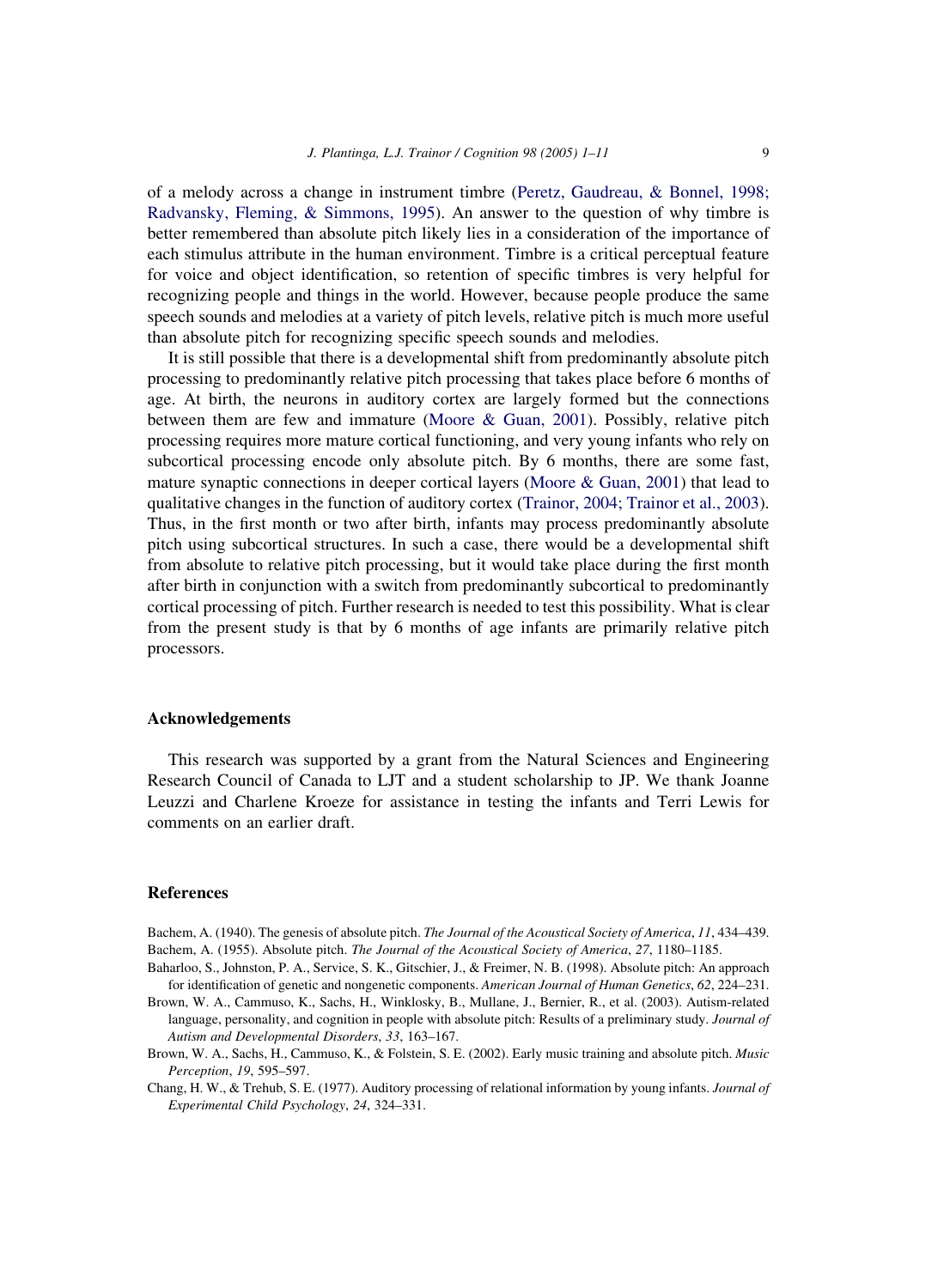of a melody across a change in instrument timbre (Peretz, Gaudreau, & Bonnel, 1998; Radvansky, Fleming, & Simmons, 1995). An answer to the question of why timbre is better remembered than absolute pitch likely lies in a consideration of the importance of each stimulus attribute in the human environment. Timbre is a critical perceptual feature for voice and object identification, so retention of specific timbres is very helpful for recognizing people and things in the world. However, because people produce the same speech sounds and melodies at a variety of pitch levels, relative pitch is much more useful than absolute pitch for recognizing specific speech sounds and melodies.

It is still possible that there is a developmental shift from predominantly absolute pitch processing to predominantly relative pitch processing that takes place before 6 months of age. At birth, the neurons in auditory cortex are largely formed but the connections between them are few and immature (Moore & Guan, 2001). Possibly, relative pitch processing requires more mature cortical functioning, and very young infants who rely on subcortical processing encode only absolute pitch. By 6 months, there are some fast, mature synaptic connections in deeper cortical layers (Moore & Guan, 2001) that lead to qualitative changes in the function of auditory cortex (Trainor, 2004; Trainor et al., 2003). Thus, in the first month or two after birth, infants may process predominantly absolute pitch using subcortical structures. In such a case, there would be a developmental shift from absolute to relative pitch processing, but it would take place during the first month after birth in conjunction with a switch from predominantly subcortical to predominantly cortical processing of pitch. Further research is needed to test this possibility. What is clear from the present study is that by 6 months of age infants are primarily relative pitch processors.

## Acknowledgements

This research was supported by a grant from the Natural Sciences and Engineering Research Council of Canada to LJT and a student scholarship to JP. We thank Joanne Leuzzi and Charlene Kroeze for assistance in testing the infants and Terri Lewis for comments on an earlier draft.

## References

Bachem, A. (1940). The genesis of absolute pitch. *The Journal of the Acoustical Society of America*, *11*, 434–439.

Bachem, A. (1955). Absolute pitch. *The Journal of the Acoustical Society of America*, *27*, 1180–1185.

Baharloo, S., Johnston, P. A., Service, S. K., Gitschier, J., & Freimer, N. B. (1998). Absolute pitch: An approach for identification of genetic and nongenetic components. *American Journal of Human Genetics*, *62*, 224–231.

Brown, W. A., Cammuso, K., Sachs, H., Winklosky, B., Mullane, J., Bernier, R., et al. (2003). Autism-related language, personality, and cognition in people with absolute pitch: Results of a preliminary study. *Journal of Autism and Developmental Disorders*, *33*, 163–167.

Brown, W. A., Sachs, H., Cammuso, K., & Folstein, S. E. (2002). Early music training and absolute pitch. *Music Perception*, *19*, 595–597.

Chang, H. W., & Trehub, S. E. (1977). Auditory processing of relational information by young infants. *Journal of Experimental Child Psychology*, *24*, 324–331.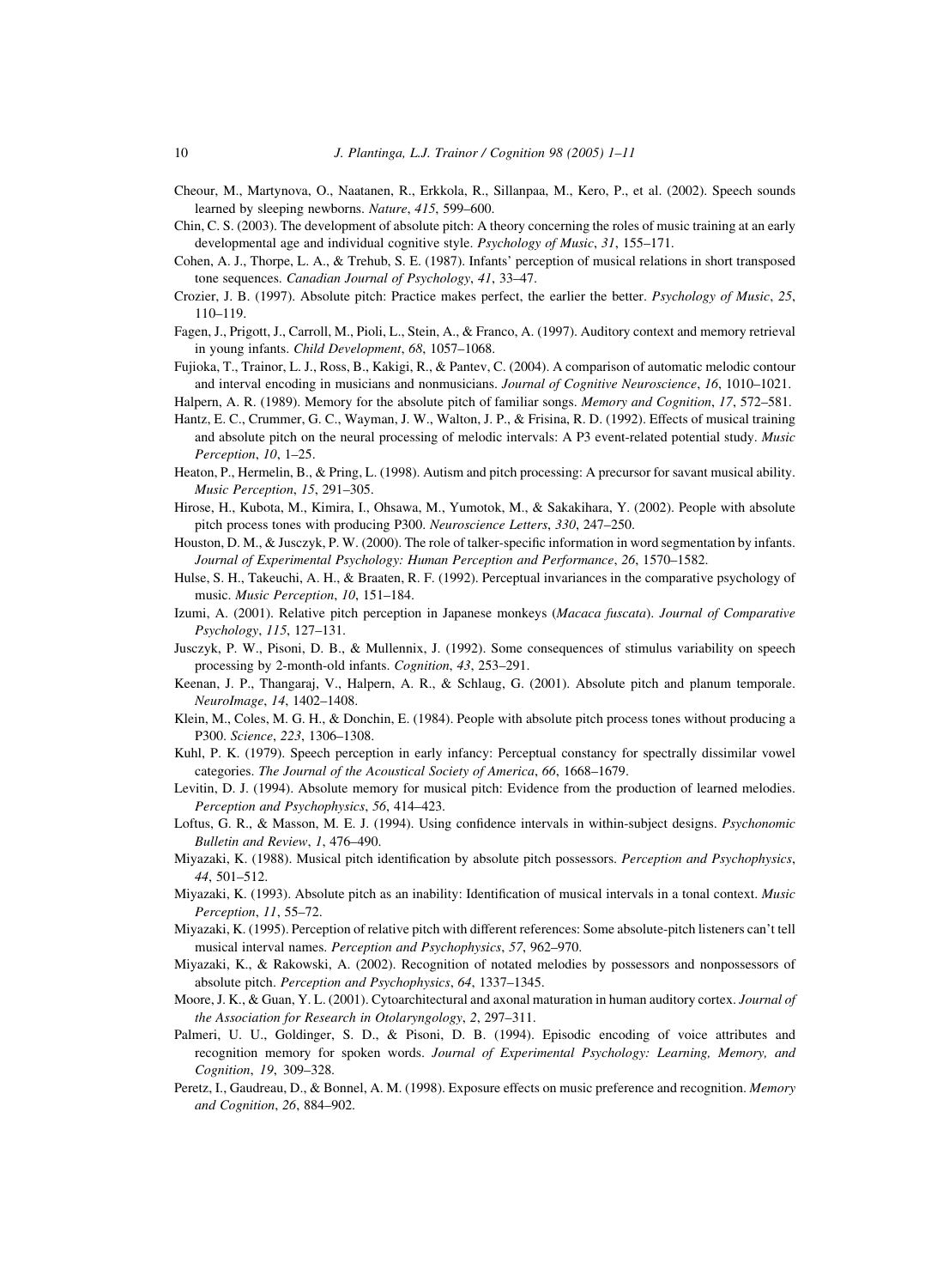Cheour, M., Martynova, O., Naatanen, R., Erkkola, R., Sillanpaa, M., Kero, P., et al. (2002). Speech sounds learned by sleeping newborns. *Nature*, *415*, 599–600.

Chin, C. S. (2003). The development of absolute pitch: A theory concerning the roles of music training at an early developmental age and individual cognitive style. *Psychology of Music*, *31*, 155–171.

Cohen, A. J., Thorpe, L. A., & Trehub, S. E. (1987). Infants' perception of musical relations in short transposed tone sequences. *Canadian Journal of Psychology*, *41*, 33–47.

Crozier, J. B. (1997). Absolute pitch: Practice makes perfect, the earlier the better. *Psychology of Music*, *25*, 110–119.

Fagen, J., Prigott, J., Carroll, M., Pioli, L., Stein, A., & Franco, A. (1997). Auditory context and memory retrieval in young infants. *Child Development*, *68*, 1057–1068.

Fujioka, T., Trainor, L. J., Ross, B., Kakigi, R., & Pantev, C. (2004). A comparison of automatic melodic contour and interval encoding in musicians and nonmusicians. *Journal of Cognitive Neuroscience*, *16*, 1010–1021.

Halpern, A. R. (1989). Memory for the absolute pitch of familiar songs. *Memory and Cognition*, *17*, 572–581.

Hantz, E. C., Crummer, G. C., Wayman, J. W., Walton, J. P., & Frisina, R. D. (1992). Effects of musical training and absolute pitch on the neural processing of melodic intervals: A P3 event-related potential study. *Music Perception*, *10*, 1–25.

Heaton, P., Hermelin, B., & Pring, L. (1998). Autism and pitch processing: A precursor for savant musical ability. *Music Perception*, *15*, 291–305.

Hirose, H., Kubota, M., Kimira, I., Ohsawa, M., Yumotok, M., & Sakakihara, Y. (2002). People with absolute pitch process tones with producing P300. *Neuroscience Letters*, *330*, 247–250.

Houston, D. M., & Jusczyk, P. W. (2000). The role of talker-specific information in word segmentation by infants. *Journal of Experimental Psychology: Human Perception and Performance*, *26*, 1570–1582.

Hulse, S. H., Takeuchi, A. H., & Braaten, R. F. (1992). Perceptual invariances in the comparative psychology of music. *Music Perception*, *10*, 151–184.

Izumi, A. (2001). Relative pitch perception in Japanese monkeys (*Macaca fuscata*). *Journal of Comparative Psychology*, *115*, 127–131.

Jusczyk, P. W., Pisoni, D. B., & Mullennix, J. (1992). Some consequences of stimulus variability on speech processing by 2-month-old infants. *Cognition*, *43*, 253–291.

Keenan, J. P., Thangaraj, V., Halpern, A. R., & Schlaug, G. (2001). Absolute pitch and planum temporale. *NeuroImage*, *14*, 1402–1408.

Klein, M., Coles, M. G. H., & Donchin, E. (1984). People with absolute pitch process tones without producing a P300. *Science*, *223*, 1306–1308.

Kuhl, P. K. (1979). Speech perception in early infancy: Perceptual constancy for spectrally dissimilar vowel categories. *The Journal of the Acoustical Society of America*, *66*, 1668–1679.

Levitin, D. J. (1994). Absolute memory for musical pitch: Evidence from the production of learned melodies. *Perception and Psychophysics*, *56*, 414–423.

Loftus, G. R., & Masson, M. E. J. (1994). Using confidence intervals in within-subject designs. *Psychonomic Bulletin and Review*, *1*, 476–490.

Miyazaki, K. (1988). Musical pitch identification by absolute pitch possessors. *Perception and Psychophysics*, *44*, 501–512.

Miyazaki, K. (1993). Absolute pitch as an inability: Identification of musical intervals in a tonal context. *Music Perception*, *11*, 55–72.

Miyazaki, K. (1995). Perception of relative pitch with different references: Some absolute-pitch listeners can't tell musical interval names. *Perception and Psychophysics*, *57*, 962–970.

Miyazaki, K., & Rakowski, A. (2002). Recognition of notated melodies by possessors and nonpossessors of absolute pitch. *Perception and Psychophysics*, *64*, 1337–1345.

Moore, J. K., & Guan, Y. L. (2001). Cytoarchitectural and axonal maturation in human auditory cortex. *Journal of the Association for Research in Otolaryngology*, *2*, 297–311.

Palmeri, U. U., Goldinger, S. D., & Pisoni, D. B. (1994). Episodic encoding of voice attributes and recognition memory for spoken words. *Journal of Experimental Psychology: Learning, Memory, and Cognition*, *19*, 309–328.

Peretz, I., Gaudreau, D., & Bonnel, A. M. (1998). Exposure effects on music preference and recognition. *Memory and Cognition*, *26*, 884–902.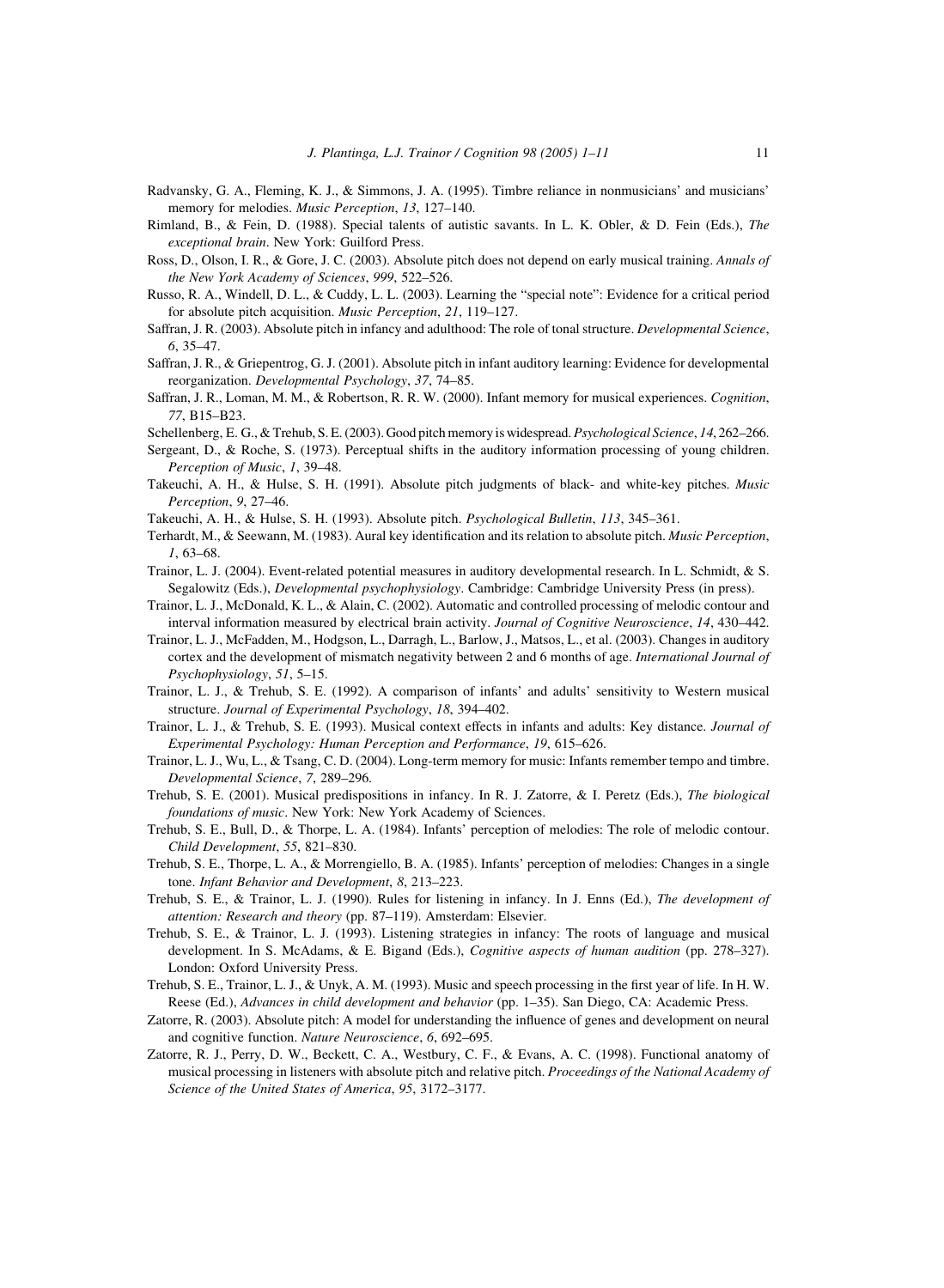Radvansky, G. A., Fleming, K. J., & Simmons, J. A. (1995). Timbre reliance in nonmusicians' and musicians' memory for melodies. *Music Perception*, *13*, 127–140.

Rimland, B., & Fein, D. (1988). Special talents of autistic savants. In L. K. Obler, & D. Fein (Eds.), *The exceptional brain*. New York: Guilford Press.

Ross, D., Olson, I. R., & Gore, J. C. (2003). Absolute pitch does not depend on early musical training. *Annals of the New York Academy of Sciences*, *999*, 522–526.

Russo, R. A., Windell, D. L., & Cuddy, L. L. (2003). Learning the "special note": Evidence for a critical period for absolute pitch acquisition. *Music Perception*, *21*, 119–127.

Saffran, J. R. (2003). Absolute pitch in infancy and adulthood: The role of tonal structure. *Developmental Science*, *6*, 35–47.

Saffran, J. R., & Griepentrog, G. J. (2001). Absolute pitch in infant auditory learning: Evidence for developmental reorganization. *Developmental Psychology*, *37*, 74–85.

Saffran, J. R., Loman, M. M., & Robertson, R. R. W. (2000). Infant memory for musical experiences. *Cognition*, *77*, B15–B23.

Schellenberg, E. G., & Trehub, S. E. (2003). Good pitch memory is widespread. *Psychological Science*, *14*, 262–266.

Sergeant, D., & Roche, S. (1973). Perceptual shifts in the auditory information processing of young children. *Perception of Music*, *1*, 39–48.

Takeuchi, A. H., & Hulse, S. H. (1991). Absolute pitch judgments of black- and white-key pitches. *Music Perception*, *9*, 27–46.

Takeuchi, A. H., & Hulse, S. H. (1993). Absolute pitch. *Psychological Bulletin*, *113*, 345–361.

Terhardt, M., & Seewann, M. (1983). Aural key identification and its relation to absolute pitch. *Music Perception*, *1*, 63–68.

Trainor, L. J. (2004). Event-related potential measures in auditory developmental research. In L. Schmidt, & S. Segalowitz (Eds.), *Developmental psychophysiology*. Cambridge: Cambridge University Press (in press).

Trainor, L. J., McDonald, K. L., & Alain, C. (2002). Automatic and controlled processing of melodic contour and interval information measured by electrical brain activity. *Journal of Cognitive Neuroscience*, *14*, 430–442.

Trainor, L. J., McFadden, M., Hodgson, L., Darragh, L., Barlow, J., Matsos, L., et al. (2003). Changes in auditory cortex and the development of mismatch negativity between 2 and 6 months of age. *International Journal of Psychophysiology*, *51*, 5–15.

Trainor, L. J., & Trehub, S. E. (1992). A comparison of infants' and adults' sensitivity to Western musical structure. *Journal of Experimental Psychology*, *18*, 394–402.

Trainor, L. J., & Trehub, S. E. (1993). Musical context effects in infants and adults: Key distance. *Journal of Experimental Psychology: Human Perception and Performance*, *19*, 615–626.

Trainor, L. J., Wu, L., & Tsang, C. D. (2004). Long-term memory for music: Infants remember tempo and timbre. *Developmental Science*, *7*, 289–296.

Trehub, S. E. (2001). Musical predispositions in infancy. In R. J. Zatorre, & I. Peretz (Eds.), *The biological foundations of music*. New York: New York Academy of Sciences.

Trehub, S. E., Bull, D., & Thorpe, L. A. (1984). Infants' perception of melodies: The role of melodic contour. *Child Development*, *55*, 821–830.

Trehub, S. E., Thorpe, L. A., & Morrengiello, B. A. (1985). Infants' perception of melodies: Changes in a single tone. *Infant Behavior and Development*, *8*, 213–223.

Trehub, S. E., & Trainor, L. J. (1990). Rules for listening in infancy. In J. Enns (Ed.), *The development of attention: Research and theory* (pp. 87–119). Amsterdam: Elsevier.

Trehub, S. E., & Trainor, L. J. (1993). Listening strategies in infancy: The roots of language and musical development. In S. McAdams, & E. Bigand (Eds.), *Cognitive aspects of human audition* (pp. 278–327). London: Oxford University Press.

Trehub, S. E., Trainor, L. J., & Unyk, A. M. (1993). Music and speech processing in the first year of life. In H. W. Reese (Ed.), *Advances in child development and behavior* (pp. 1–35). San Diego, CA: Academic Press.

Zatorre, R. (2003). Absolute pitch: A model for understanding the influence of genes and development on neural and cognitive function. *Nature Neuroscience*, *6*, 692–695.

Zatorre, R. J., Perry, D. W., Beckett, C. A., Westbury, C. F., & Evans, A. C. (1998). Functional anatomy of musical processing in listeners with absolute pitch and relative pitch. *Proceedings of the National Academy of Science of the United States of America*, *95*, 3172–3177.